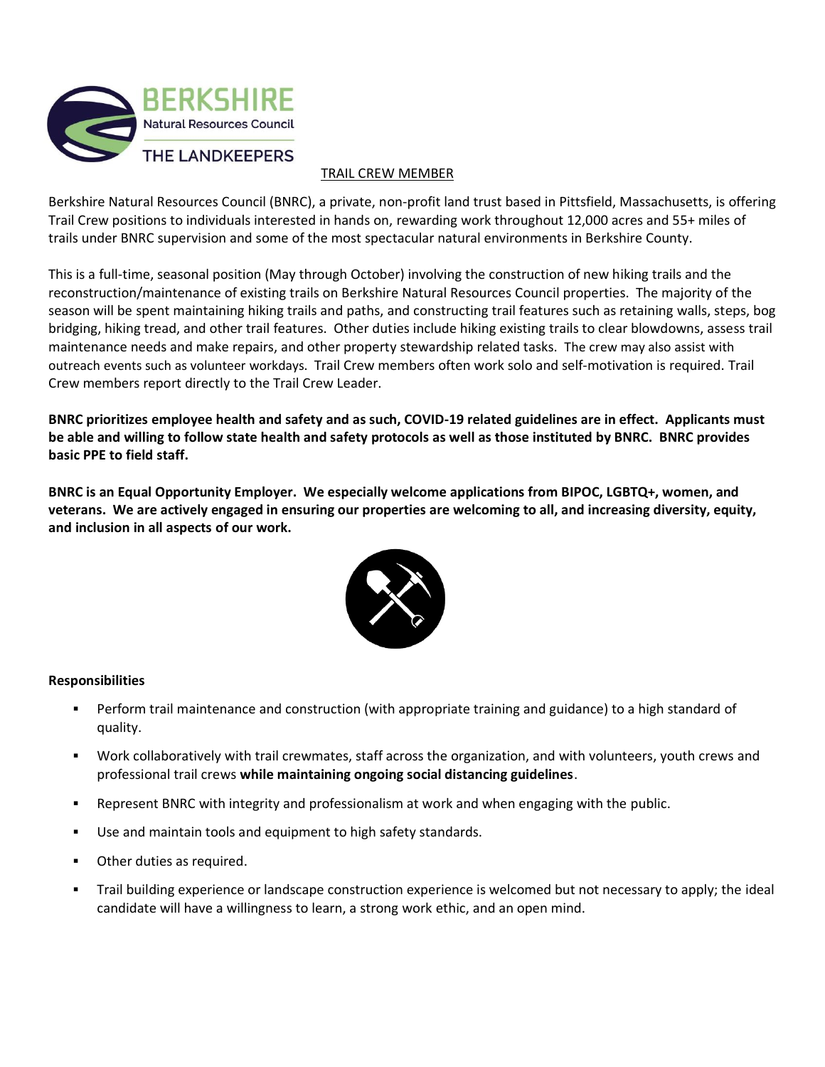BERKSHIRE Natural Resources Council

THE LANDKEEPERS

# TRAIL CREW MEMBER

Berkshire Natural Resources Council (BNRC), a private, non-profit land trust based in Pittsfield, Massachusetts, is offering Trail Crew positions to individuals interested in hands on, rewarding work throughout 12,000 acres and 55+ miles of trails under BNRC supervision and some of the most spectacular natural environments in Berkshire County.

This is a full-time, seasonal position (May through October) involving the construction of new hiking trails and the reconstruction/maintenance of existing trails on Berkshire Natural Resources Council properties. The majority of the season will be spent maintaining hiking trails and paths, and constructing trail features such as retaining walls, steps, bog bridging, hiking tread, and other trail features. Other duties include hiking existing trails to clear blowdowns, assess trail maintenance needs and make repairs, and other property stewardship related tasks. The crew may also assist with outreach events such as volunteer workdays. Trail Crew members often work solo and self-motivation is required. Trail Crew members report directly to the Trail Crew Leader.

**BNRC prioritizes employee health and safety and as such, COVID-19 related guidelines are in effect. Applicants must be able and willing to follow state health and safety protocols as well as those instituted by BNRC. BNRC provides basic PPE to field staff.**

**BNRC is an Equal Opportunity Employer. We especially welcome applications from BIPOC, LGBTQ+, women, and veterans. We are actively engaged in ensuring our properties are welcoming to all, and increasing diversity, equity, and inclusion in all aspects of our work.**

**Responsibilities**

- Perform trail maintenance and construction (with appropriate training and guidance) to a high standard of quality.
- Work collaboratively with trail crewmates, staff across the organization, and with volunteers, youth crews and professional trail crews **while maintaining ongoing social distancing guidelines**.
- Represent BNRC with integrity and professionalism at work and when engaging with the public.
- Use and maintain tools and equipment to high safety standards.
- Other duties as required.
- Trail building experience or landscape construction experience is welcomed but not necessary to apply; the ideal candidate will have a willingness to learn, a strong work ethic, and an open mind.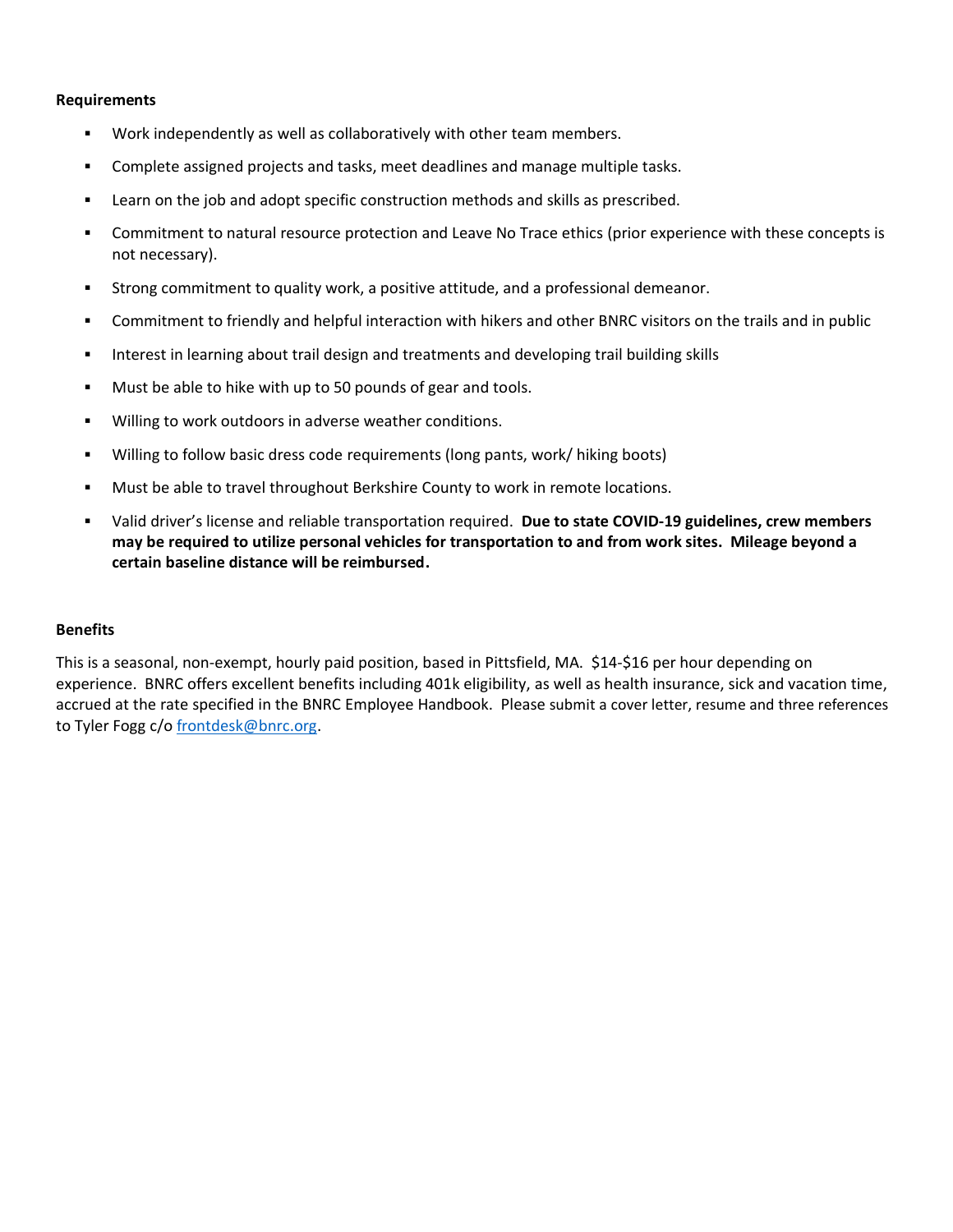**Requirements**

- Work independently as well as collaboratively with other team members.
- Complete assigned projects and tasks, meet deadlines and manage multiple tasks.
- Learn on the job and adopt specific construction methods and skills as prescribed.
- Commitment to natural resource protection and Leave No Trace ethics (prior experience with these concepts is not necessary).
- Strong commitment to quality work, a positive attitude, and a professional demeanor.
- Commitment to friendly and helpful interaction with hikers and other BNRC visitors on the trails and in public
- Interest in learning about trail design and treatments and developing trail building skills
- Must be able to hike with up to 50 pounds of gear and tools.
- Willing to work outdoors in adverse weather conditions.
- Willing to follow basic dress code requirements (long pants, work/ hiking boots)
- Must be able to travel throughout Berkshire County to work in remote locations.
- Valid driver's license and reliable transportation required. **Due to state COVID-19 guidelines, crew members may be required to utilize personal vehicles for transportation to and from work sites. Mileage beyond a certain baseline distance will be reimbursed.**

**Benefits**

This is a seasonal, non-exempt, hourly paid position, based in Pittsfield, MA. $14-$16 per hour depending on experience. BNRC offers excellent benefits including 401k eligibility, as well as health insurance, sick and vacation time, accrued at the rate specified in the BNRC Employee Handbook. Please submit a cover letter, resume and three references to Tyler Fogg c/o frontdesk@bnrc.org.